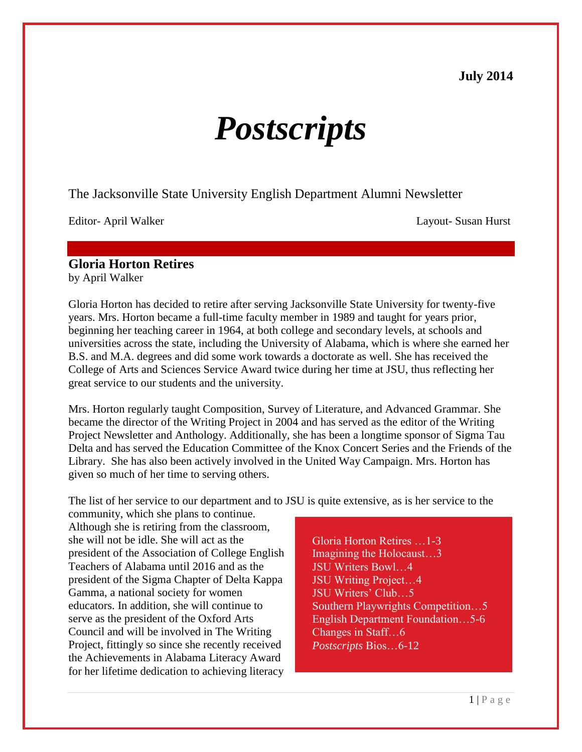**July 2014**

# *Postscripts*

The Jacksonville State University English Department Alumni Newsletter

Editor- April Walker

Layout- Susan Hurst

## Gloria Horton Retires

by April Walker

Gloria Horton has decided to retire after serving Jacksonville State University for twenty-five years. Mrs. Horton became a full-time faculty member in 1989 and taught for years prior, beginning her teaching career in 1964, at both college and secondary levels, at schools and universities across the state, including the University of Alabama, which is where she earned her B.S. and M.A. degrees and did some work towards a doctorate as well. She has received the College of Arts and Sciences Service Award twice during her time at JSU, thus reflecting her great service to our students and the university.

Mrs. Horton regularly taught Composition, Survey of Literature, and Advanced Grammar. She became the director of the Writing Project in 2004 and has served as the editor of the Writing Project Newsletter and Anthology. Additionally, she has been a longtime sponsor of Sigma Tau Delta and has served the Education Committee of the Knox Concert Series and the Friends of the Library. She has also been actively involved in the United Way Campaign. Mrs. Horton has given so much of her time to serving others.

The list of her service to our department and to JSU is quite extensive, as is her service to the community, which she plans to continue. Although she is retiring from the classroom, she will not be idle. She will act as the president of the Association of College English Teachers of Alabama until 2016 and as the president of the Sigma Chapter of Delta Kappa Gamma, a national society for women educators. In addition, she will continue to serve as the president of the Oxford Arts Council and will be involved in The Writing Project, fittingly so since she recently received the Achievements in Alabama Literacy Award for her lifetime dedication to achieving literacy

Gloria Horton Retires …1-3
Imagining the Holocaust…3
JSU Writers Bowl…4
JSU Writing Project…4
JSU Writers' Club…5
Southern Playwrights Competition…5
English Department Foundation…5-6
Changes in Staff…6
*Postscripts* Bios…6-12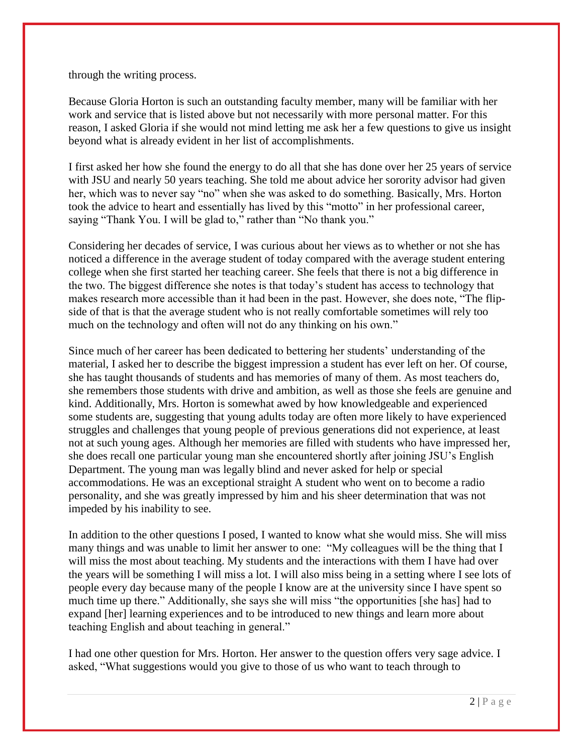through the writing process.

Because Gloria Horton is such an outstanding faculty member, many will be familiar with her work and service that is listed above but not necessarily with more personal matter. For this reason, I asked Gloria if she would not mind letting me ask her a few questions to give us insight beyond what is already evident in her list of accomplishments.

I first asked her how she found the energy to do all that she has done over her 25 years of service with JSU and nearly 50 years teaching. She told me about advice her sorority advisor had given her, which was to never say "no" when she was asked to do something. Basically, Mrs. Horton took the advice to heart and essentially has lived by this "motto" in her professional career, saying "Thank You. I will be glad to," rather than "No thank you."

Considering her decades of service, I was curious about her views as to whether or not she has noticed a difference in the average student of today compared with the average student entering college when she first started her teaching career. She feels that there is not a big difference in the two. The biggest difference she notes is that today's student has access to technology that makes research more accessible than it had been in the past. However, she does note, "The flip-side of that is that the average student who is not really comfortable sometimes will rely too much on the technology and often will not do any thinking on his own."

Since much of her career has been dedicated to bettering her students' understanding of the material, I asked her to describe the biggest impression a student has ever left on her. Of course, she has taught thousands of students and has memories of many of them. As most teachers do, she remembers those students with drive and ambition, as well as those she feels are genuine and kind. Additionally, Mrs. Horton is somewhat awed by how knowledgeable and experienced some students are, suggesting that young adults today are often more likely to have experienced struggles and challenges that young people of previous generations did not experience, at least not at such young ages. Although her memories are filled with students who have impressed her, she does recall one particular young man she encountered shortly after joining JSU's English Department. The young man was legally blind and never asked for help or special accommodations. He was an exceptional straight A student who went on to become a radio personality, and she was greatly impressed by him and his sheer determination that was not impeded by his inability to see.

In addition to the other questions I posed, I wanted to know what she would miss. She will miss many things and was unable to limit her answer to one: "My colleagues will be the thing that I will miss the most about teaching. My students and the interactions with them I have had over the years will be something I will miss a lot. I will also miss being in a setting where I see lots of people every day because many of the people I know are at the university since I have spent so much time up there." Additionally, she says she will miss "the opportunities [she has] had to expand [her] learning experiences and to be introduced to new things and learn more about teaching English and about teaching in general."

I had one other question for Mrs. Horton. Her answer to the question offers very sage advice. I asked, "What suggestions would you give to those of us who want to teach through to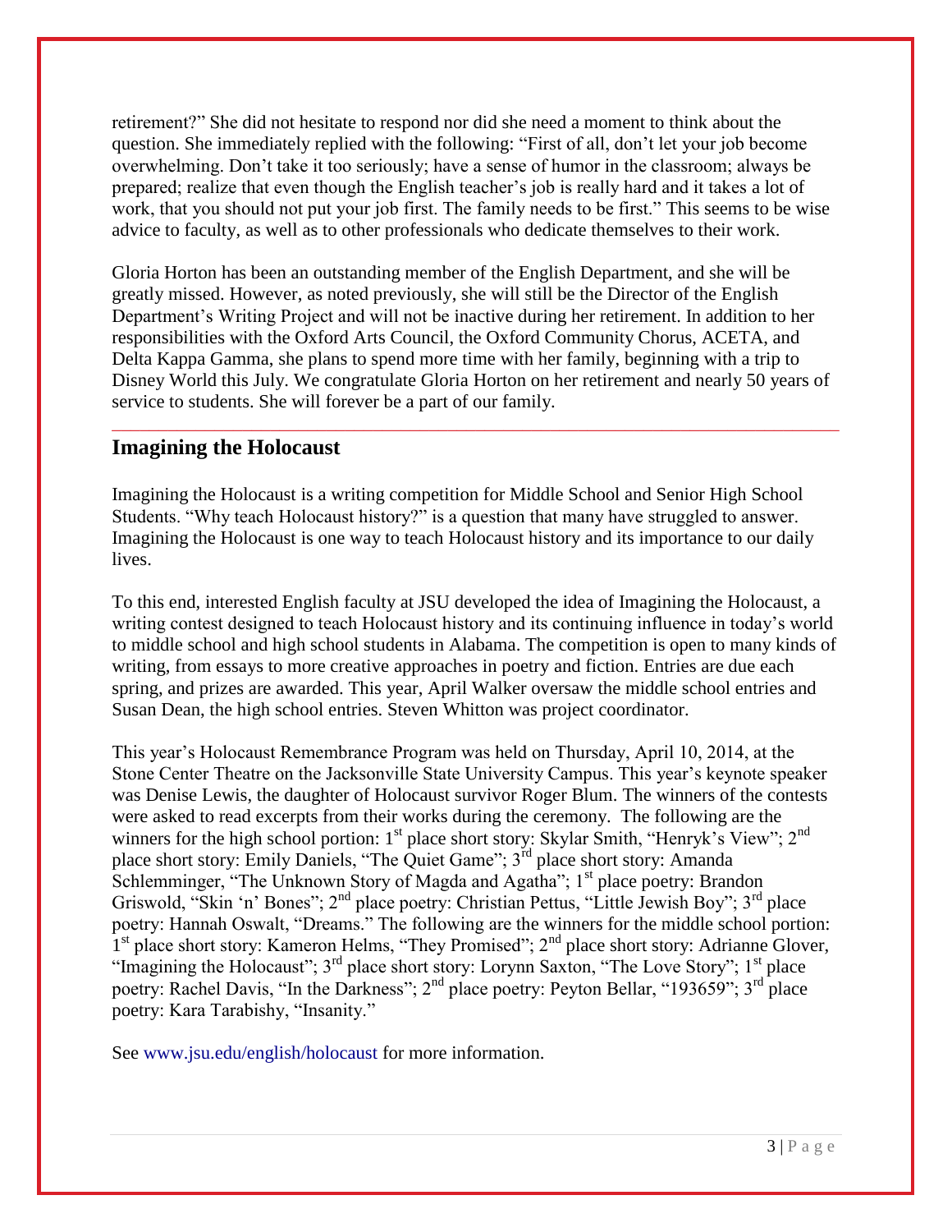retirement?" She did not hesitate to respond nor did she need a moment to think about the question. She immediately replied with the following: "First of all, don't let your job become overwhelming. Don't take it too seriously; have a sense of humor in the classroom; always be prepared; realize that even though the English teacher's job is really hard and it takes a lot of work, that you should not put your job first. The family needs to be first." This seems to be wise advice to faculty, as well as to other professionals who dedicate themselves to their work.

Gloria Horton has been an outstanding member of the English Department, and she will be greatly missed. However, as noted previously, she will still be the Director of the English Department's Writing Project and will not be inactive during her retirement. In addition to her responsibilities with the Oxford Arts Council, the Oxford Community Chorus, ACETA, and Delta Kappa Gamma, she plans to spend more time with her family, beginning with a trip to Disney World this July. We congratulate Gloria Horton on her retirement and nearly 50 years of service to students. She will forever be a part of our family.

## Imagining the Holocaust

Imagining the Holocaust is a writing competition for Middle School and Senior High School Students. "Why teach Holocaust history?" is a question that many have struggled to answer. Imagining the Holocaust is one way to teach Holocaust history and its importance to our daily lives.

To this end, interested English faculty at JSU developed the idea of Imagining the Holocaust, a writing contest designed to teach Holocaust history and its continuing influence in today's world to middle school and high school students in Alabama. The competition is open to many kinds of writing, from essays to more creative approaches in poetry and fiction. Entries are due each spring, and prizes are awarded. This year, April Walker oversaw the middle school entries and Susan Dean, the high school entries. Steven Whitton was project coordinator.

This year's Holocaust Remembrance Program was held on Thursday, April 10, 2014, at the Stone Center Theatre on the Jacksonville State University Campus. This year's keynote speaker was Denise Lewis, the daughter of Holocaust survivor Roger Blum. The winners of the contests were asked to read excerpts from their works during the ceremony. The following are the winners for the high school portion: 1st place short story: Skylar Smith, "Henryk's View"; 2nd place short story: Emily Daniels, "The Quiet Game"; 3rd place short story: Amanda Schlemminger, "The Unknown Story of Magda and Agatha"; 1st place poetry: Brandon Griswold, "Skin 'n' Bones"; 2nd place poetry: Christian Pettus, "Little Jewish Boy"; 3rd place poetry: Hannah Oswalt, "Dreams." The following are the winners for the middle school portion: 1st place short story: Kameron Helms, "They Promised"; 2nd place short story: Adrianne Glover, "Imagining the Holocaust"; 3rd place short story: Lorynn Saxton, "The Love Story"; 1st place poetry: Rachel Davis, "In the Darkness"; 2nd place poetry: Peyton Bellar, "193659"; 3rd place poetry: Kara Tarabishy, "Insanity."

See www.jsu.edu/english/holocaust for more information.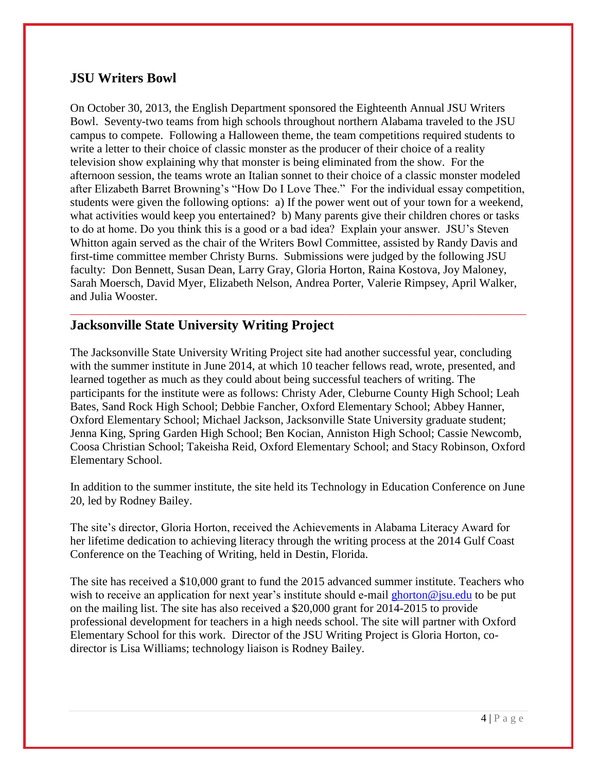## JSU Writers Bowl

On October 30, 2013, the English Department sponsored the Eighteenth Annual JSU Writers Bowl. Seventy-two teams from high schools throughout northern Alabama traveled to the JSU campus to compete. Following a Halloween theme, the team competitions required students to write a letter to their choice of classic monster as the producer of their choice of a reality television show explaining why that monster is being eliminated from the show. For the afternoon session, the teams wrote an Italian sonnet to their choice of a classic monster modeled after Elizabeth Barret Browning's "How Do I Love Thee." For the individual essay competition, students were given the following options: a) If the power went out of your town for a weekend, what activities would keep you entertained? b) Many parents give their children chores or tasks to do at home. Do you think this is a good or a bad idea? Explain your answer. JSU's Steven Whitton again served as the chair of the Writers Bowl Committee, assisted by Randy Davis and first-time committee member Christy Burns. Submissions were judged by the following JSU faculty: Don Bennett, Susan Dean, Larry Gray, Gloria Horton, Raina Kostova, Joy Maloney, Sarah Moersch, David Myer, Elizabeth Nelson, Andrea Porter, Valerie Rimpsey, April Walker, and Julia Wooster.

---

## Jacksonville State University Writing Project

The Jacksonville State University Writing Project site had another successful year, concluding with the summer institute in June 2014, at which 10 teacher fellows read, wrote, presented, and learned together as much as they could about being successful teachers of writing. The participants for the institute were as follows: Christy Ader, Cleburne County High School; Leah Bates, Sand Rock High School; Debbie Fancher, Oxford Elementary School; Abbey Hanner, Oxford Elementary School; Michael Jackson, Jacksonville State University graduate student; Jenna King, Spring Garden High School; Ben Kocian, Anniston High School; Cassie Newcomb, Coosa Christian School; Takeisha Reid, Oxford Elementary School; and Stacy Robinson, Oxford Elementary School.

In addition to the summer institute, the site held its Technology in Education Conference on June 20, led by Rodney Bailey.

The site's director, Gloria Horton, received the Achievements in Alabama Literacy Award for her lifetime dedication to achieving literacy through the writing process at the 2014 Gulf Coast Conference on the Teaching of Writing, held in Destin, Florida.

The site has received a $10,000 grant to fund the 2015 advanced summer institute. Teachers who wish to receive an application for next year's institute should e-mail ghorton@jsu.edu to be put on the mailing list. The site has also received a $20,000 grant for 2014-2015 to provide professional development for teachers in a high needs school. The site will partner with Oxford Elementary School for this work. Director of the JSU Writing Project is Gloria Horton, co-director is Lisa Williams; technology liaison is Rodney Bailey.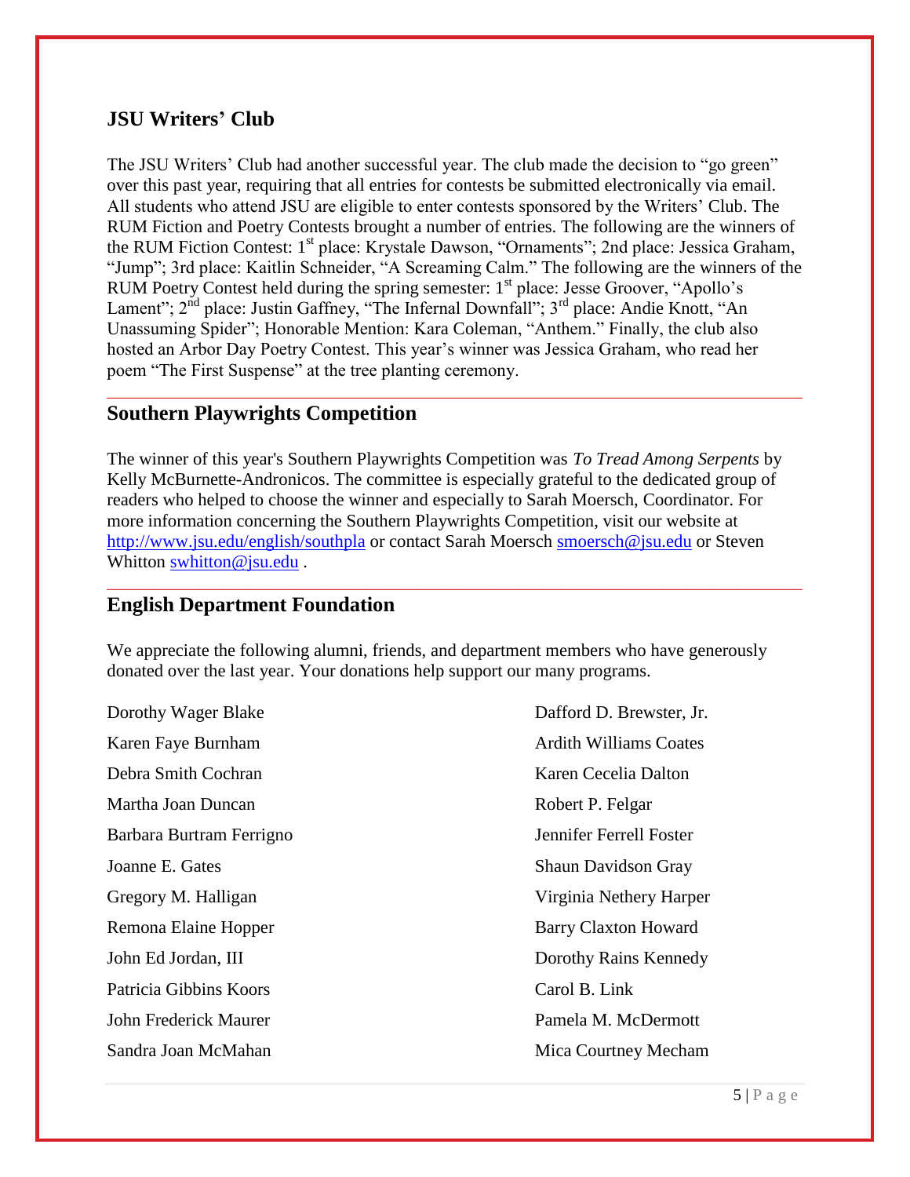## JSU Writers' Club

The JSU Writers' Club had another successful year. The club made the decision to "go green" over this past year, requiring that all entries for contests be submitted electronically via email. All students who attend JSU are eligible to enter contests sponsored by the Writers' Club. The RUM Fiction and Poetry Contests brought a number of entries. The following are the winners of the RUM Fiction Contest: 1st place: Krystale Dawson, "Ornaments"; 2nd place: Jessica Graham, "Jump"; 3rd place: Kaitlin Schneider, "A Screaming Calm." The following are the winners of the RUM Poetry Contest held during the spring semester: 1st place: Jesse Groover, "Apollo's Lament"; 2nd place: Justin Gaffney, "The Infernal Downfall"; 3rd place: Andie Knott, "An Unassuming Spider"; Honorable Mention: Kara Coleman, "Anthem." Finally, the club also hosted an Arbor Day Poetry Contest. This year's winner was Jessica Graham, who read her poem "The First Suspense" at the tree planting ceremony.

## Southern Playwrights Competition

The winner of this year's Southern Playwrights Competition was *To Tread Among Serpents* by Kelly McBurnette-Andronicos. The committee is especially grateful to the dedicated group of readers who helped to choose the winner and especially to Sarah Moersch, Coordinator. For more information concerning the Southern Playwrights Competition, visit our website at http://www.jsu.edu/english/southpla or contact Sarah Moersch smoersch@jsu.edu or Steven Whitton swhitton@jsu.edu .

## English Department Foundation

We appreciate the following alumni, friends, and department members who have generously donated over the last year. Your donations help support our many programs.

Dorothy Wager Blake
Dafford D. Brewster, Jr.
Karen Faye Burnham
Ardith Williams Coates
Debra Smith Cochran
Karen Cecelia Dalton
Martha Joan Duncan
Robert P. Felgar
Barbara Burtram Ferrigno
Jennifer Ferrell Foster
Joanne E. Gates
Shaun Davidson Gray
Gregory M. Halligan
Virginia Nethery Harper
Remona Elaine Hopper
Barry Claxton Howard
John Ed Jordan, III
Dorothy Rains Kennedy
Patricia Gibbins Koors
Carol B. Link
John Frederick Maurer
Pamela M. McDermott
Sandra Joan McMahan
Mica Courtney Mecham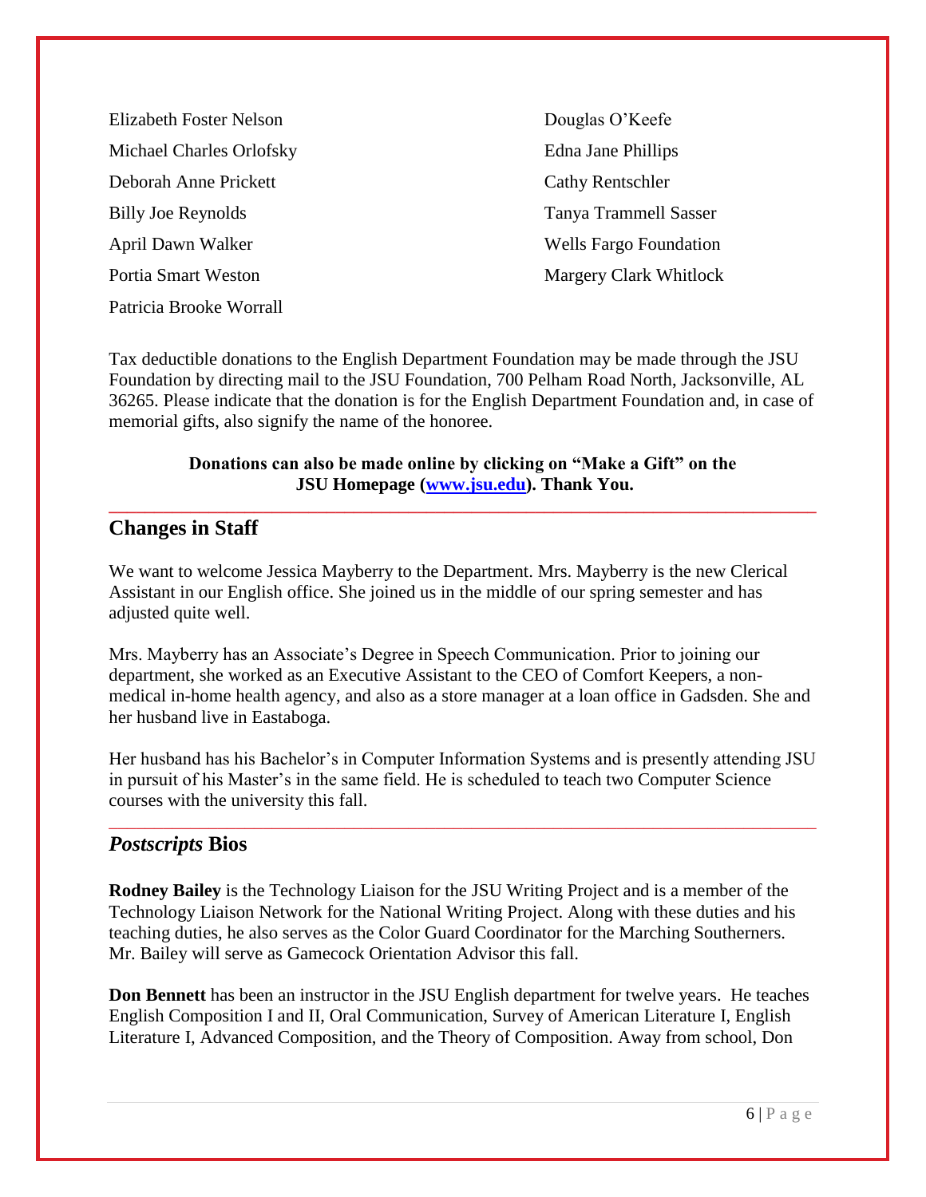Elizabeth Foster Nelson

Michael Charles Orlofsky

Deborah Anne Prickett

Billy Joe Reynolds

April Dawn Walker

Portia Smart Weston

Patricia Brooke Worrall

Douglas O'Keefe

Edna Jane Phillips

Cathy Rentschler

Tanya Trammell Sasser

Wells Fargo Foundation

Margery Clark Whitlock

Tax deductible donations to the English Department Foundation may be made through the JSU Foundation by directing mail to the JSU Foundation, 700 Pelham Road North, Jacksonville, AL 36265. Please indicate that the donation is for the English Department Foundation and, in case of memorial gifts, also signify the name of the honoree.

**Donations can also be made online by clicking on "Make a Gift" on the JSU Homepage ([www.jsu.edu](http://www.jsu.edu)). Thank You.**

## Changes in Staff

We want to welcome Jessica Mayberry to the Department. Mrs. Mayberry is the new Clerical Assistant in our English office. She joined us in the middle of our spring semester and has adjusted quite well.

Mrs. Mayberry has an Associate's Degree in Speech Communication. Prior to joining our department, she worked as an Executive Assistant to the CEO of Comfort Keepers, a non-medical in-home health agency, and also as a store manager at a loan office in Gadsden. She and her husband live in Eastaboga.

Her husband has his Bachelor's in Computer Information Systems and is presently attending JSU in pursuit of his Master's in the same field. He is scheduled to teach two Computer Science courses with the university this fall.

## *Postscripts* Bios

**Rodney Bailey** is the Technology Liaison for the JSU Writing Project and is a member of the Technology Liaison Network for the National Writing Project. Along with these duties and his teaching duties, he also serves as the Color Guard Coordinator for the Marching Southerners. Mr. Bailey will serve as Gamecock Orientation Advisor this fall.

**Don Bennett** has been an instructor in the JSU English department for twelve years. He teaches English Composition I and II, Oral Communication, Survey of American Literature I, English Literature I, Advanced Composition, and the Theory of Composition. Away from school, Don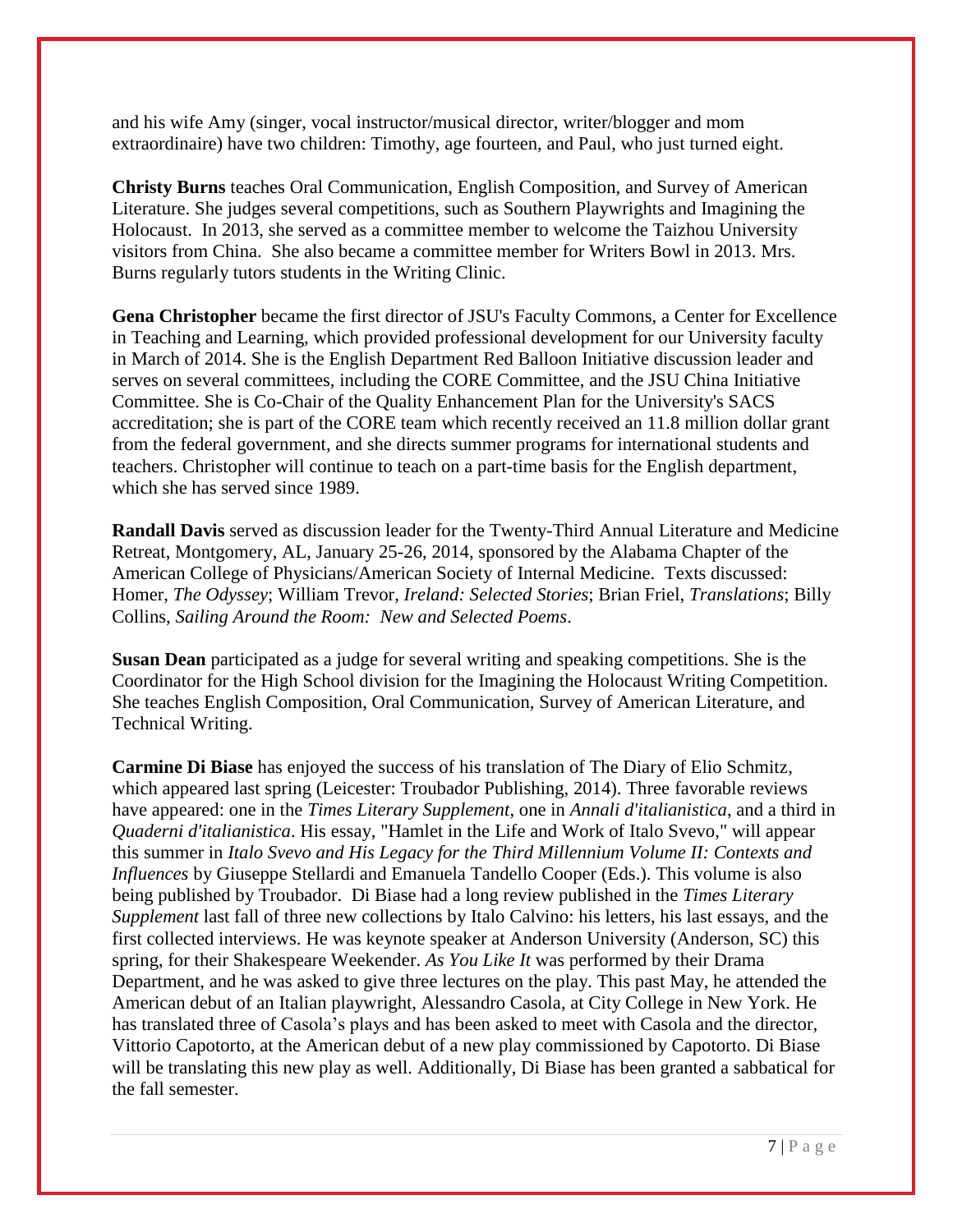and his wife Amy (singer, vocal instructor/musical director, writer/blogger and mom extraordinaire) have two children: Timothy, age fourteen, and Paul, who just turned eight.

**Christy Burns** teaches Oral Communication, English Composition, and Survey of American Literature. She judges several competitions, such as Southern Playwrights and Imagining the Holocaust. In 2013, she served as a committee member to welcome the Taizhou University visitors from China. She also became a committee member for Writers Bowl in 2013. Mrs. Burns regularly tutors students in the Writing Clinic.

**Gena Christopher** became the first director of JSU's Faculty Commons, a Center for Excellence in Teaching and Learning, which provided professional development for our University faculty in March of 2014. She is the English Department Red Balloon Initiative discussion leader and serves on several committees, including the CORE Committee, and the JSU China Initiative Committee. She is Co-Chair of the Quality Enhancement Plan for the University's SACS accreditation; she is part of the CORE team which recently received an 11.8 million dollar grant from the federal government, and she directs summer programs for international students and teachers. Christopher will continue to teach on a part-time basis for the English department, which she has served since 1989.

**Randall Davis** served as discussion leader for the Twenty-Third Annual Literature and Medicine Retreat, Montgomery, AL, January 25-26, 2014, sponsored by the Alabama Chapter of the American College of Physicians/American Society of Internal Medicine. Texts discussed: Homer, *The Odyssey*; William Trevor, *Ireland: Selected Stories*; Brian Friel, *Translations*; Billy Collins, *Sailing Around the Room: New and Selected Poems*.

**Susan Dean** participated as a judge for several writing and speaking competitions. She is the Coordinator for the High School division for the Imagining the Holocaust Writing Competition. She teaches English Composition, Oral Communication, Survey of American Literature, and Technical Writing.

**Carmine Di Biase** has enjoyed the success of his translation of The Diary of Elio Schmitz, which appeared last spring (Leicester: Troubador Publishing, 2014). Three favorable reviews have appeared: one in the *Times Literary Supplement*, one in *Annali d'italianistica*, and a third in *Quaderni d'italianistica*. His essay, "Hamlet in the Life and Work of Italo Svevo," will appear this summer in *Italo Svevo and His Legacy for the Third Millennium Volume II: Contexts and Influences* by Giuseppe Stellardi and Emanuela Tandello Cooper (Eds.). This volume is also being published by Troubador. Di Biase had a long review published in the *Times Literary Supplement* last fall of three new collections by Italo Calvino: his letters, his last essays, and the first collected interviews. He was keynote speaker at Anderson University (Anderson, SC) this spring, for their Shakespeare Weekender. *As You Like It* was performed by their Drama Department, and he was asked to give three lectures on the play. This past May, he attended the American debut of an Italian playwright, Alessandro Casola, at City College in New York. He has translated three of Casola's plays and has been asked to meet with Casola and the director, Vittorio Capotorto, at the American debut of a new play commissioned by Capotorto. Di Biase will be translating this new play as well. Additionally, Di Biase has been granted a sabbatical for the fall semester.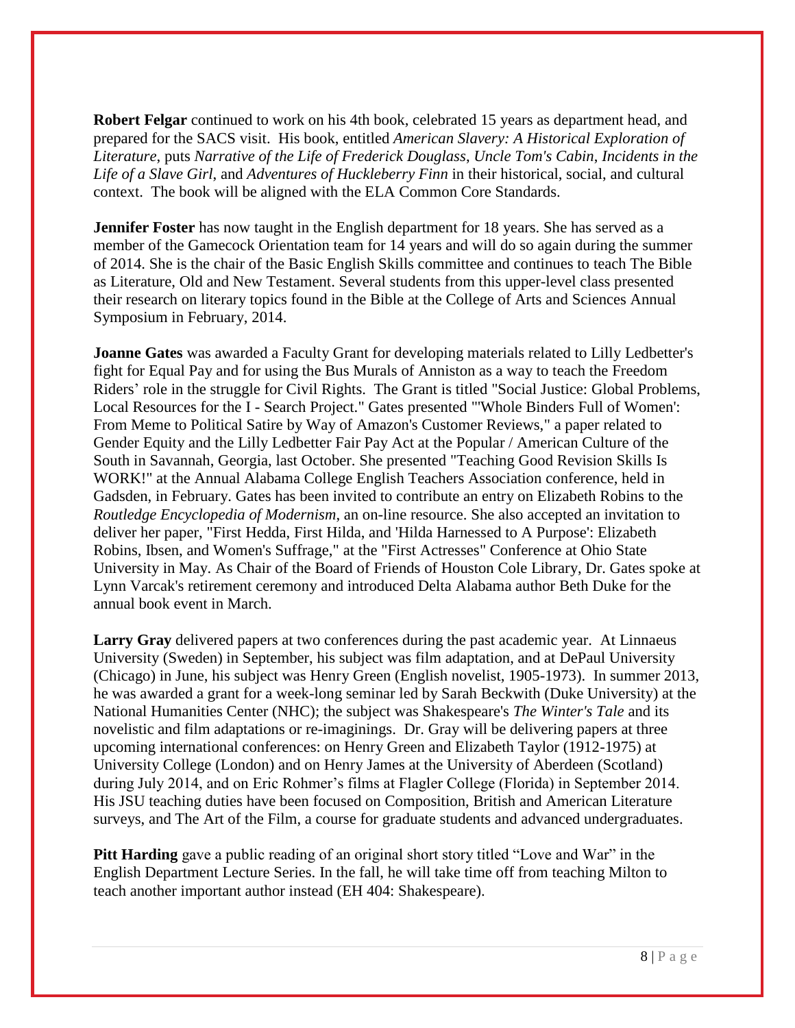**Robert Felgar** continued to work on his 4th book, celebrated 15 years as department head, and prepared for the SACS visit. His book, entitled *American Slavery: A Historical Exploration of Literature*, puts *Narrative of the Life of Frederick Douglass*, *Uncle Tom's Cabin*, *Incidents in the Life of a Slave Girl*, and *Adventures of Huckleberry Finn* in their historical, social, and cultural context. The book will be aligned with the ELA Common Core Standards.

**Jennifer Foster** has now taught in the English department for 18 years. She has served as a member of the Gamecock Orientation team for 14 years and will do so again during the summer of 2014. She is the chair of the Basic English Skills committee and continues to teach The Bible as Literature, Old and New Testament. Several students from this upper-level class presented their research on literary topics found in the Bible at the College of Arts and Sciences Annual Symposium in February, 2014.

**Joanne Gates** was awarded a Faculty Grant for developing materials related to Lilly Ledbetter's fight for Equal Pay and for using the Bus Murals of Anniston as a way to teach the Freedom Riders' role in the struggle for Civil Rights. The Grant is titled "Social Justice: Global Problems, Local Resources for the I - Search Project." Gates presented "'Whole Binders Full of Women': From Meme to Political Satire by Way of Amazon's Customer Reviews," a paper related to Gender Equity and the Lilly Ledbetter Fair Pay Act at the Popular / American Culture of the South in Savannah, Georgia, last October. She presented "Teaching Good Revision Skills Is WORK!" at the Annual Alabama College English Teachers Association conference, held in Gadsden, in February. Gates has been invited to contribute an entry on Elizabeth Robins to the *Routledge Encyclopedia of Modernism*, an on-line resource. She also accepted an invitation to deliver her paper, "First Hedda, First Hilda, and 'Hilda Harnessed to A Purpose': Elizabeth Robins, Ibsen, and Women's Suffrage," at the "First Actresses" Conference at Ohio State University in May. As Chair of the Board of Friends of Houston Cole Library, Dr. Gates spoke at Lynn Varcak's retirement ceremony and introduced Delta Alabama author Beth Duke for the annual book event in March.

**Larry Gray** delivered papers at two conferences during the past academic year. At Linnaeus University (Sweden) in September, his subject was film adaptation, and at DePaul University (Chicago) in June, his subject was Henry Green (English novelist, 1905-1973). In summer 2013, he was awarded a grant for a week-long seminar led by Sarah Beckwith (Duke University) at the National Humanities Center (NHC); the subject was Shakespeare's *The Winter's Tale* and its novelistic and film adaptations or re-imaginings. Dr. Gray will be delivering papers at three upcoming international conferences: on Henry Green and Elizabeth Taylor (1912-1975) at University College (London) and on Henry James at the University of Aberdeen (Scotland) during July 2014, and on Eric Rohmer's films at Flagler College (Florida) in September 2014. His JSU teaching duties have been focused on Composition, British and American Literature surveys, and The Art of the Film, a course for graduate students and advanced undergraduates.

**Pitt Harding** gave a public reading of an original short story titled "Love and War" in the English Department Lecture Series. In the fall, he will take time off from teaching Milton to teach another important author instead (EH 404: Shakespeare).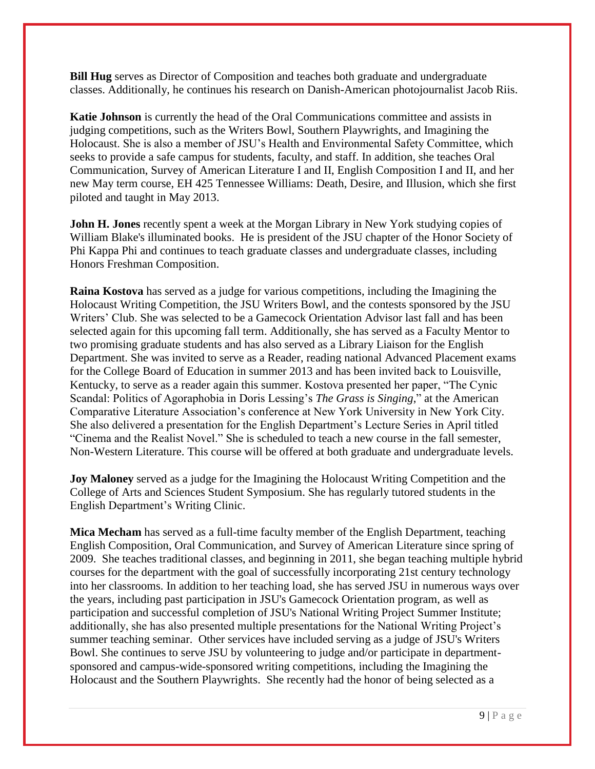**Bill Hug** serves as Director of Composition and teaches both graduate and undergraduate classes. Additionally, he continues his research on Danish-American photojournalist Jacob Riis.

**Katie Johnson** is currently the head of the Oral Communications committee and assists in judging competitions, such as the Writers Bowl, Southern Playwrights, and Imagining the Holocaust. She is also a member of JSU's Health and Environmental Safety Committee, which seeks to provide a safe campus for students, faculty, and staff. In addition, she teaches Oral Communication, Survey of American Literature I and II, English Composition I and II, and her new May term course, EH 425 Tennessee Williams: Death, Desire, and Illusion, which she first piloted and taught in May 2013.

**John H. Jones** recently spent a week at the Morgan Library in New York studying copies of William Blake's illuminated books. He is president of the JSU chapter of the Honor Society of Phi Kappa Phi and continues to teach graduate classes and undergraduate classes, including Honors Freshman Composition.

**Raina Kostova** has served as a judge for various competitions, including the Imagining the Holocaust Writing Competition, the JSU Writers Bowl, and the contests sponsored by the JSU Writers' Club. She was selected to be a Gamecock Orientation Advisor last fall and has been selected again for this upcoming fall term. Additionally, she has served as a Faculty Mentor to two promising graduate students and has also served as a Library Liaison for the English Department. She was invited to serve as a Reader, reading national Advanced Placement exams for the College Board of Education in summer 2013 and has been invited back to Louisville, Kentucky, to serve as a reader again this summer. Kostova presented her paper, "The Cynic Scandal: Politics of Agoraphobia in Doris Lessing's *The Grass is Singing*," at the American Comparative Literature Association's conference at New York University in New York City. She also delivered a presentation for the English Department's Lecture Series in April titled "Cinema and the Realist Novel." She is scheduled to teach a new course in the fall semester, Non-Western Literature. This course will be offered at both graduate and undergraduate levels.

**Joy Maloney** served as a judge for the Imagining the Holocaust Writing Competition and the College of Arts and Sciences Student Symposium. She has regularly tutored students in the English Department's Writing Clinic.

**Mica Mecham** has served as a full-time faculty member of the English Department, teaching English Composition, Oral Communication, and Survey of American Literature since spring of 2009. She teaches traditional classes, and beginning in 2011, she began teaching multiple hybrid courses for the department with the goal of successfully incorporating 21st century technology into her classrooms. In addition to her teaching load, she has served JSU in numerous ways over the years, including past participation in JSU's Gamecock Orientation program, as well as participation and successful completion of JSU's National Writing Project Summer Institute; additionally, she has also presented multiple presentations for the National Writing Project's summer teaching seminar. Other services have included serving as a judge of JSU's Writers Bowl. She continues to serve JSU by volunteering to judge and/or participate in department-sponsored and campus-wide-sponsored writing competitions, including the Imagining the Holocaust and the Southern Playwrights. She recently had the honor of being selected as a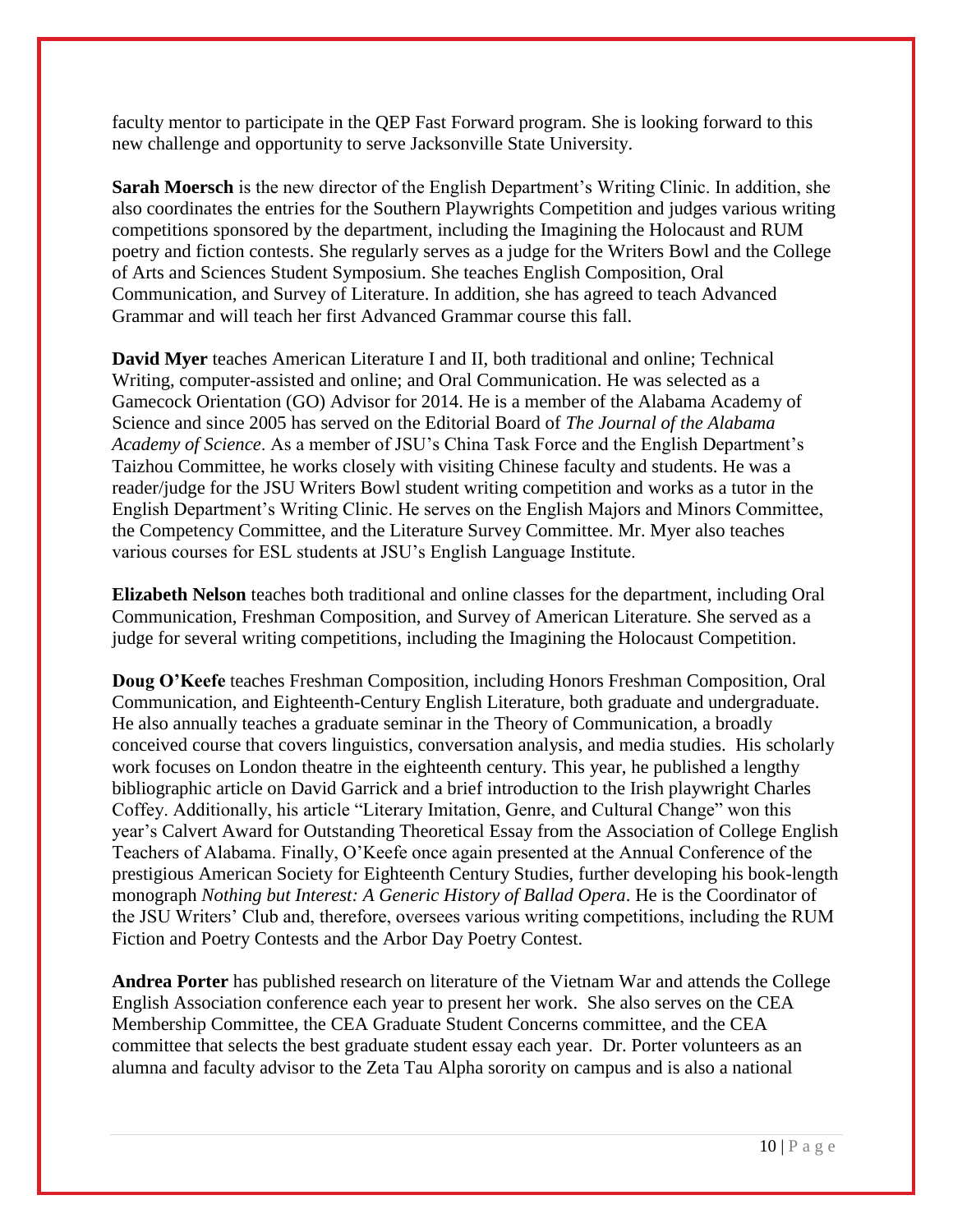faculty mentor to participate in the QEP Fast Forward program. She is looking forward to this new challenge and opportunity to serve Jacksonville State University.

**Sarah Moersch** is the new director of the English Department's Writing Clinic. In addition, she also coordinates the entries for the Southern Playwrights Competition and judges various writing competitions sponsored by the department, including the Imagining the Holocaust and RUM poetry and fiction contests. She regularly serves as a judge for the Writers Bowl and the College of Arts and Sciences Student Symposium. She teaches English Composition, Oral Communication, and Survey of Literature. In addition, she has agreed to teach Advanced Grammar and will teach her first Advanced Grammar course this fall.

**David Myer** teaches American Literature I and II, both traditional and online; Technical Writing, computer-assisted and online; and Oral Communication. He was selected as a Gamecock Orientation (GO) Advisor for 2014. He is a member of the Alabama Academy of Science and since 2005 has served on the Editorial Board of *The Journal of the Alabama Academy of Science*. As a member of JSU's China Task Force and the English Department's Taizhou Committee, he works closely with visiting Chinese faculty and students. He was a reader/judge for the JSU Writers Bowl student writing competition and works as a tutor in the English Department's Writing Clinic. He serves on the English Majors and Minors Committee, the Competency Committee, and the Literature Survey Committee. Mr. Myer also teaches various courses for ESL students at JSU's English Language Institute.

**Elizabeth Nelson** teaches both traditional and online classes for the department, including Oral Communication, Freshman Composition, and Survey of American Literature. She served as a judge for several writing competitions, including the Imagining the Holocaust Competition.

**Doug O'Keefe** teaches Freshman Composition, including Honors Freshman Composition, Oral Communication, and Eighteenth-Century English Literature, both graduate and undergraduate. He also annually teaches a graduate seminar in the Theory of Communication, a broadly conceived course that covers linguistics, conversation analysis, and media studies. His scholarly work focuses on London theatre in the eighteenth century. This year, he published a lengthy bibliographic article on David Garrick and a brief introduction to the Irish playwright Charles Coffey. Additionally, his article "Literary Imitation, Genre, and Cultural Change" won this year's Calvert Award for Outstanding Theoretical Essay from the Association of College English Teachers of Alabama. Finally, O'Keefe once again presented at the Annual Conference of the prestigious American Society for Eighteenth Century Studies, further developing his book-length monograph *Nothing but Interest: A Generic History of Ballad Opera*. He is the Coordinator of the JSU Writers' Club and, therefore, oversees various writing competitions, including the RUM Fiction and Poetry Contests and the Arbor Day Poetry Contest.

**Andrea Porter** has published research on literature of the Vietnam War and attends the College English Association conference each year to present her work. She also serves on the CEA Membership Committee, the CEA Graduate Student Concerns committee, and the CEA committee that selects the best graduate student essay each year. Dr. Porter volunteers as an alumna and faculty advisor to the Zeta Tau Alpha sorority on campus and is also a national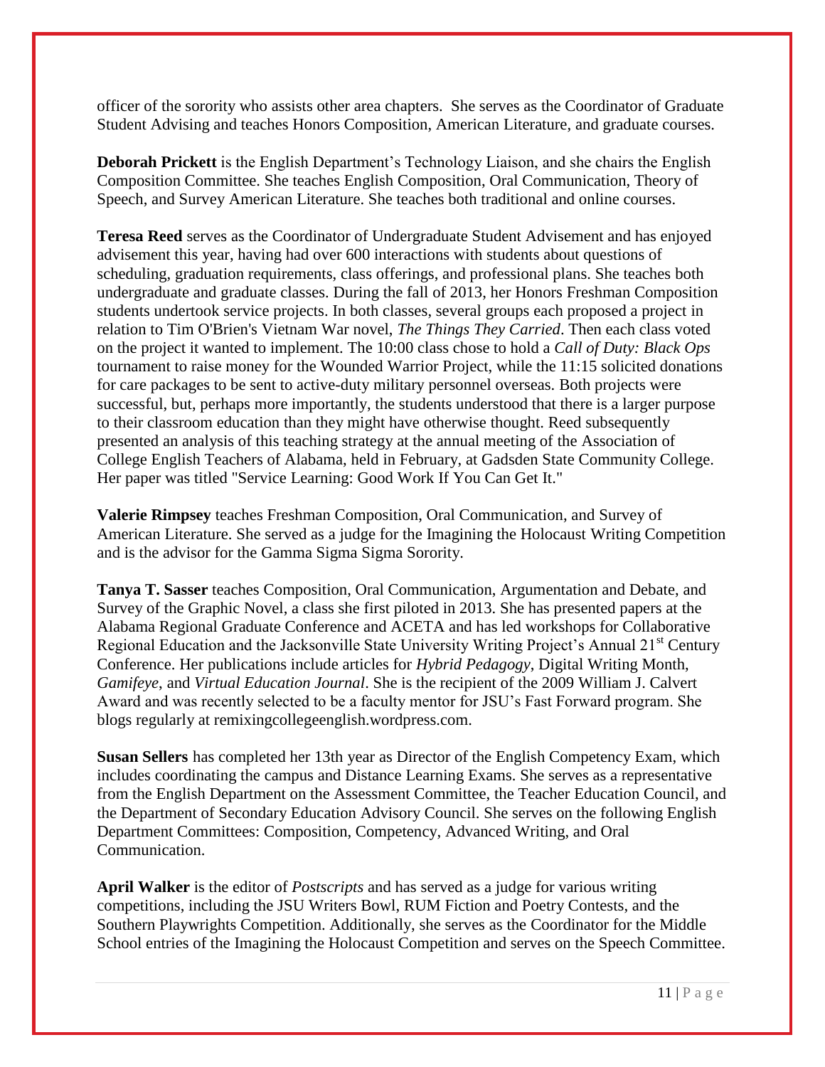officer of the sorority who assists other area chapters. She serves as the Coordinator of Graduate Student Advising and teaches Honors Composition, American Literature, and graduate courses.

**Deborah Prickett** is the English Department's Technology Liaison, and she chairs the English Composition Committee. She teaches English Composition, Oral Communication, Theory of Speech, and Survey American Literature. She teaches both traditional and online courses.

**Teresa Reed** serves as the Coordinator of Undergraduate Student Advisement and has enjoyed advisement this year, having had over 600 interactions with students about questions of scheduling, graduation requirements, class offerings, and professional plans. She teaches both undergraduate and graduate classes. During the fall of 2013, her Honors Freshman Composition students undertook service projects. In both classes, several groups each proposed a project in relation to Tim O'Brien's Vietnam War novel, *The Things They Carried*. Then each class voted on the project it wanted to implement. The 10:00 class chose to hold a *Call of Duty: Black Ops* tournament to raise money for the Wounded Warrior Project, while the 11:15 solicited donations for care packages to be sent to active-duty military personnel overseas. Both projects were successful, but, perhaps more importantly, the students understood that there is a larger purpose to their classroom education than they might have otherwise thought. Reed subsequently presented an analysis of this teaching strategy at the annual meeting of the Association of College English Teachers of Alabama, held in February, at Gadsden State Community College. Her paper was titled "Service Learning: Good Work If You Can Get It."

**Valerie Rimpsey** teaches Freshman Composition, Oral Communication, and Survey of American Literature. She served as a judge for the Imagining the Holocaust Writing Competition and is the advisor for the Gamma Sigma Sigma Sorority.

**Tanya T. Sasser** teaches Composition, Oral Communication, Argumentation and Debate, and Survey of the Graphic Novel, a class she first piloted in 2013. She has presented papers at the Alabama Regional Graduate Conference and ACETA and has led workshops for Collaborative Regional Education and the Jacksonville State University Writing Project's Annual 21st Century Conference. Her publications include articles for *Hybrid Pedagogy*, Digital Writing Month, *Gamifeye*, and *Virtual Education Journal*. She is the recipient of the 2009 William J. Calvert Award and was recently selected to be a faculty mentor for JSU's Fast Forward program. She blogs regularly at remixingcollegeenglish.wordpress.com.

**Susan Sellers** has completed her 13th year as Director of the English Competency Exam, which includes coordinating the campus and Distance Learning Exams. She serves as a representative from the English Department on the Assessment Committee, the Teacher Education Council, and the Department of Secondary Education Advisory Council. She serves on the following English Department Committees: Composition, Competency, Advanced Writing, and Oral Communication.

**April Walker** is the editor of *Postscripts* and has served as a judge for various writing competitions, including the JSU Writers Bowl, RUM Fiction and Poetry Contests, and the Southern Playwrights Competition. Additionally, she serves as the Coordinator for the Middle School entries of the Imagining the Holocaust Competition and serves on the Speech Committee.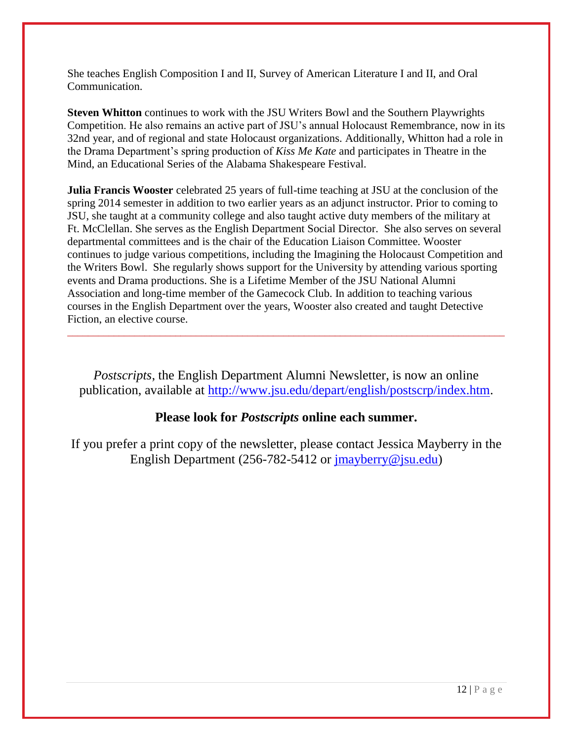She teaches English Composition I and II, Survey of American Literature I and II, and Oral Communication.

**Steven Whitton** continues to work with the JSU Writers Bowl and the Southern Playwrights Competition. He also remains an active part of JSU's annual Holocaust Remembrance, now in its 32nd year, and of regional and state Holocaust organizations. Additionally, Whitton had a role in the Drama Department's spring production of *Kiss Me Kate* and participates in Theatre in the Mind, an Educational Series of the Alabama Shakespeare Festival.

**Julia Francis Wooster** celebrated 25 years of full-time teaching at JSU at the conclusion of the spring 2014 semester in addition to two earlier years as an adjunct instructor. Prior to coming to JSU, she taught at a community college and also taught active duty members of the military at Ft. McClellan. She serves as the English Department Social Director. She also serves on several departmental committees and is the chair of the Education Liaison Committee. Wooster continues to judge various competitions, including the Imagining the Holocaust Competition and the Writers Bowl. She regularly shows support for the University by attending various sporting events and Drama productions. She is a Lifetime Member of the JSU National Alumni Association and long-time member of the Gamecock Club. In addition to teaching various courses in the English Department over the years, Wooster also created and taught Detective Fiction, an elective course.

---

*Postscripts*, the English Department Alumni Newsletter, is now an online publication, available at http://www.jsu.edu/depart/english/postscrp/index.htm.

**Please look for *Postscripts* online each summer.**

If you prefer a print copy of the newsletter, please contact Jessica Mayberry in the English Department (256-782-5412 or jmayberry@jsu.edu)